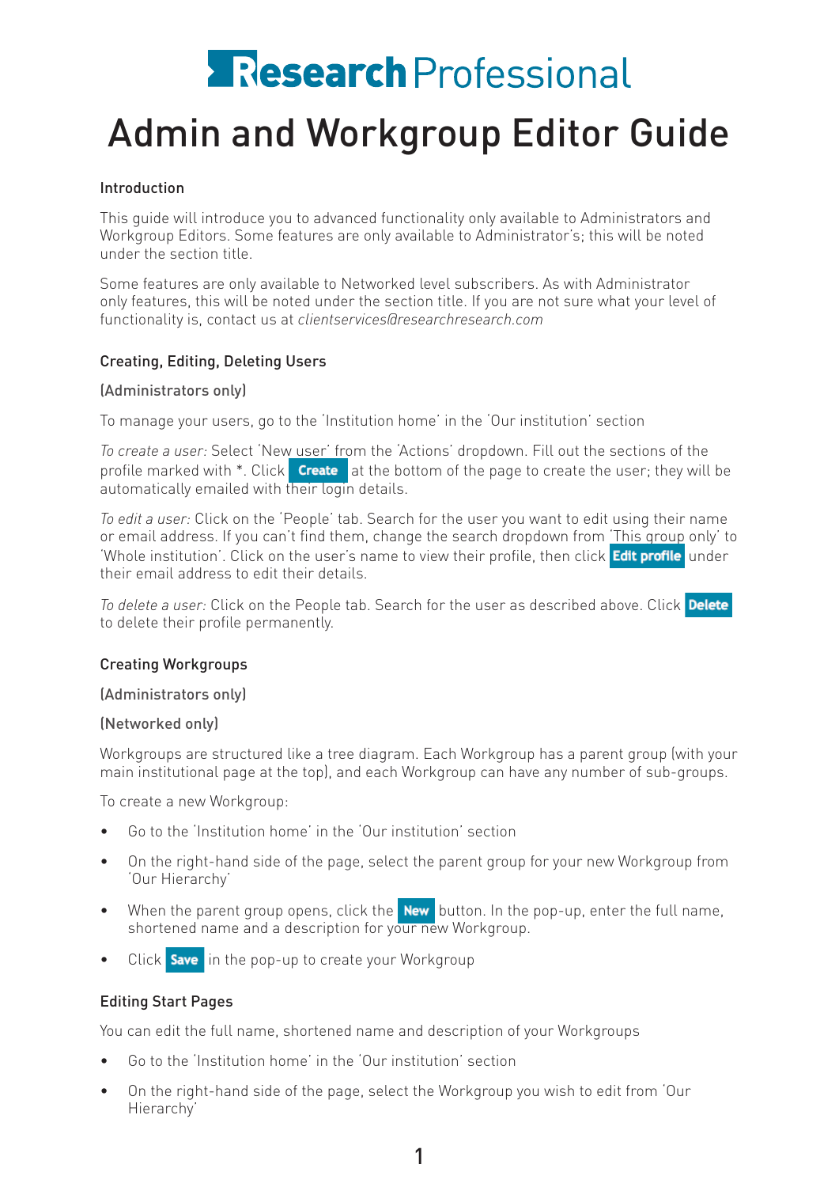# Research Professional

# Admin and Workgroup Editor Guide

## Introduction

This guide will introduce you to advanced functionality only available to Administrators and Workgroup Editors. Some features are only available to Administrator's; this will be noted under the section title.

Some features are only available to Networked level subscribers. As with Administrator only features, this will be noted under the section title. If you are not sure what your level of functionality is, contact us at *clientservices@researchresearch.com*

## Creating, Editing, Deleting Users

(Administrators only)

To manage your users, go to the 'Institution home' in the 'Our institution' section

*To create a user:* Select 'New user' from the 'Actions' dropdown. Fill out the sections of the profile marked with *. Click **Create** at the bottom of the page to create the user; they will be automatically emailed with their login details.

*To edit a user:* Click on the 'People' tab. Search for the user you want to edit using their name or email address. If you can't find them, change the search dropdown from 'This group only' to 'Whole institution'. Click on the user's name to view their profile, then click **Edit profile** under their email address to edit their details.

*To delete a user:* Click on the People tab. Search for the user as described above. Click **Delete** to delete their profile permanently.

## Creating Workgroups

(Administrators only)

(Networked only)

Workgroups are structured like a tree diagram. Each Workgroup has a parent group (with your main institutional page at the top), and each Workgroup can have any number of sub-groups.

To create a new Workgroup:

- Go to the 'Institution home' in the 'Our institution' section
- On the right-hand side of the page, select the parent group for your new Workgroup from 'Our Hierarchy'
- When the parent group opens, click the **New** button. In the pop-up, enter the full name, shortened name and a description for your new Workgroup.
- Click **Save** in the pop-up to create your Workgroup

## Editing Start Pages

You can edit the full name, shortened name and description of your Workgroups

- Go to the 'Institution home' in the 'Our institution' section
- On the right-hand side of the page, select the Workgroup you wish to edit from 'Our Hierarchy'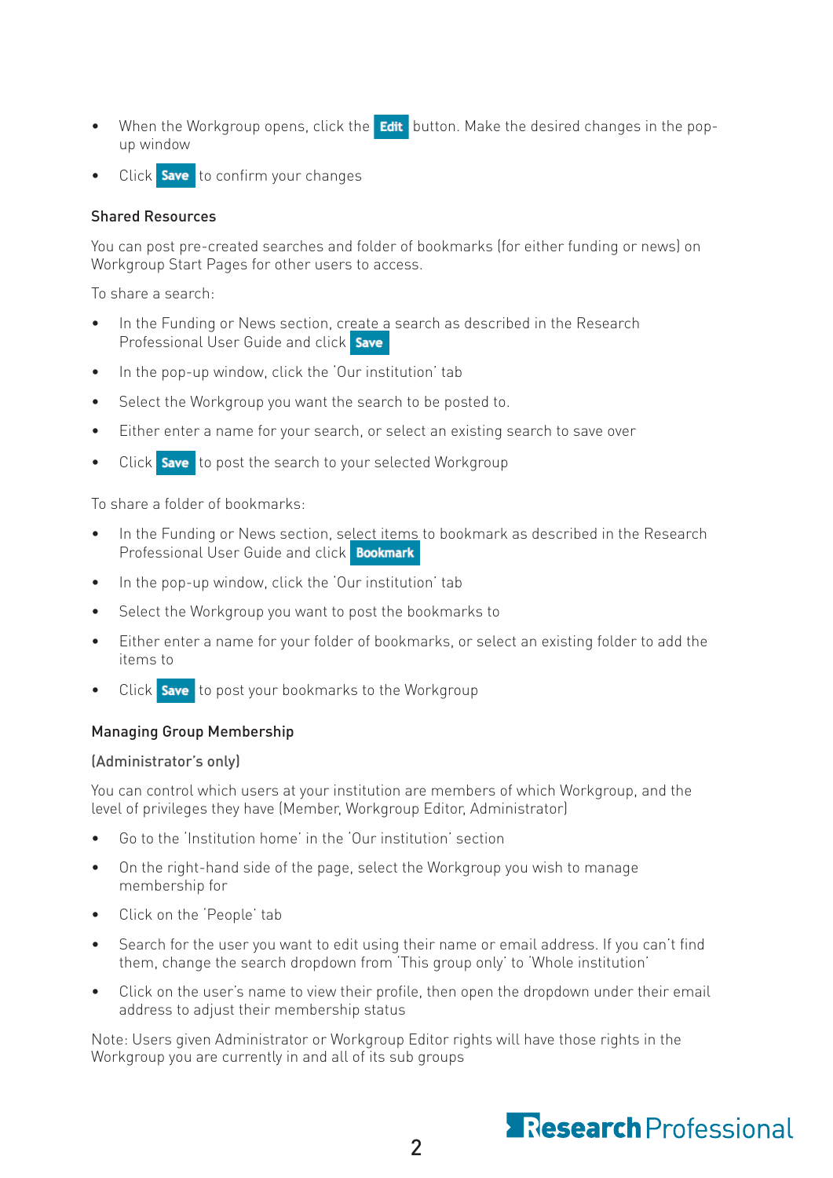- When the Workgroup opens, click the **Edit** button. Make the desired changes in the pop-up window
- Click **Save** to confirm your changes

### Shared Resources

You can post pre-created searches and folder of bookmarks (for either funding or news) on Workgroup Start Pages for other users to access.

To share a search:

- In the Funding or News section, create a search as described in the Research Professional User Guide and click **Save**
- In the pop-up window, click the 'Our institution' tab
- Select the Workgroup you want the search to be posted to.
- Either enter a name for your search, or select an existing search to save over
- Click **Save** to post the search to your selected Workgroup

To share a folder of bookmarks:

- In the Funding or News section, select items to bookmark as described in the Research Professional User Guide and click **Bookmark**
- In the pop-up window, click the 'Our institution' tab
- Select the Workgroup you want to post the bookmarks to
- Either enter a name for your folder of bookmarks, or select an existing folder to add the items to
- Click **Save** to post your bookmarks to the Workgroup

### Managing Group Membership

(Administrator's only)

You can control which users at your institution are members of which Workgroup, and the level of privileges they have (Member, Workgroup Editor, Administrator)

- Go to the 'Institution home' in the 'Our institution' section
- On the right-hand side of the page, select the Workgroup you wish to manage membership for
- Click on the 'People' tab
- Search for the user you want to edit using their name or email address. If you can't find them, change the search dropdown from 'This group only' to 'Whole institution'
- Click on the user's name to view their profile, then open the dropdown under their email address to adjust their membership status

Note: Users given Administrator or Workgroup Editor rights will have those rights in the Workgroup you are currently in and all of its sub groups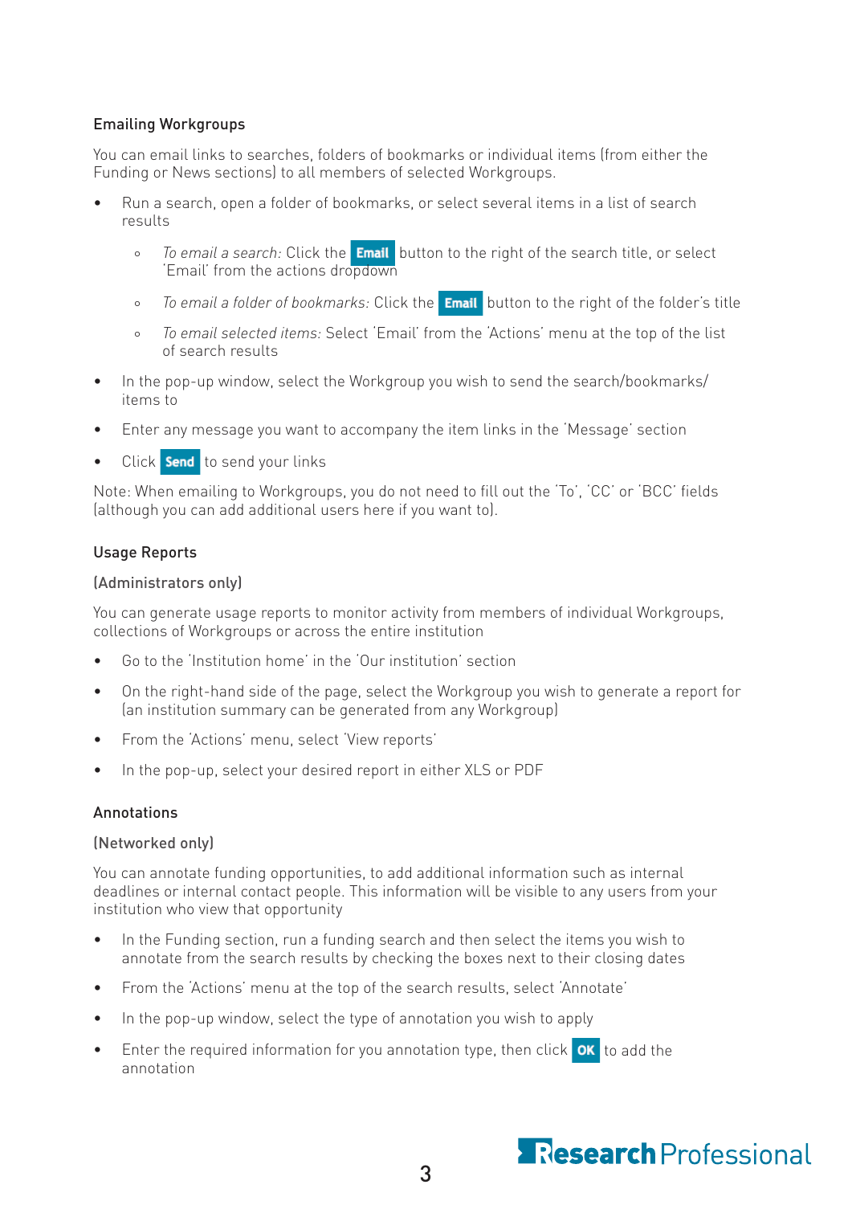### Emailing Workgroups

You can email links to searches, folders of bookmarks or individual items (from either the Funding or News sections) to all members of selected Workgroups.

- Run a search, open a folder of bookmarks, or select several items in a list of search results
    - *To email a search:* Click the **Email** button to the right of the search title, or select 'Email' from the actions dropdown
    - *To email a folder of bookmarks:* Click the **Email** button to the right of the folder's title
    - *To email selected items:* Select 'Email' from the 'Actions' menu at the top of the list of search results
- In the pop-up window, select the Workgroup you wish to send the search/bookmarks/items to
- Enter any message you want to accompany the item links in the 'Message' section
- Click **Send** to send your links

Note: When emailing to Workgroups, you do not need to fill out the 'To', 'CC' or 'BCC' fields (although you can add additional users here if you want to).

### Usage Reports

(Administrators only)

You can generate usage reports to monitor activity from members of individual Workgroups, collections of Workgroups or across the entire institution

- Go to the 'Institution home' in the 'Our institution' section
- On the right-hand side of the page, select the Workgroup you wish to generate a report for (an institution summary can be generated from any Workgroup)
- From the 'Actions' menu, select 'View reports'
- In the pop-up, select your desired report in either XLS or PDF

### Annotations

(Networked only)

You can annotate funding opportunities, to add additional information such as internal deadlines or internal contact people. This information will be visible to any users from your institution who view that opportunity

- In the Funding section, run a funding search and then select the items you wish to annotate from the search results by checking the boxes next to their closing dates
- From the 'Actions' menu at the top of the search results, select 'Annotate'
- In the pop-up window, select the type of annotation you wish to apply
- Enter the required information for you annotation type, then click **OK** to add the annotation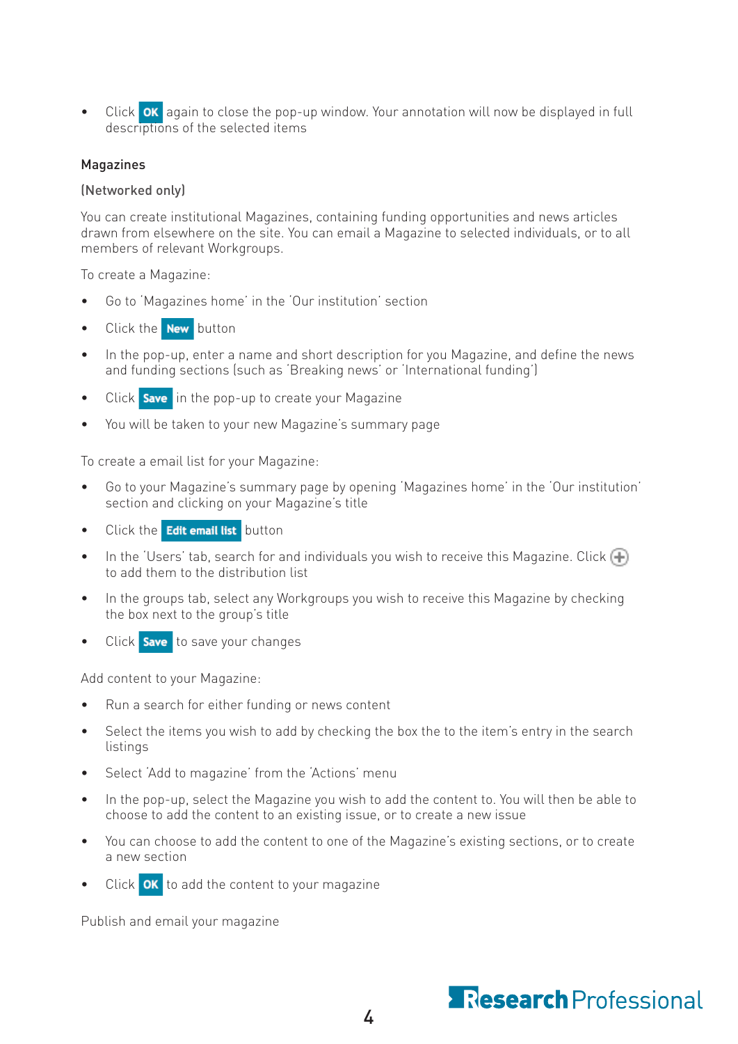- Click **OK** again to close the pop-up window. Your annotation will now be displayed in full descriptions of the selected items

## Magazines

(Networked only)

You can create institutional Magazines, containing funding opportunities and news articles drawn from elsewhere on the site. You can email a Magazine to selected individuals, or to all members of relevant Workgroups.

To create a Magazine:

- Go to 'Magazines home' in the 'Our institution' section
- Click the **New** button
- In the pop-up, enter a name and short description for you Magazine, and define the news and funding sections (such as 'Breaking news' or 'International funding')
- Click **Save** in the pop-up to create your Magazine
- You will be taken to your new Magazine's summary page

To create a email list for your Magazine:

- Go to your Magazine's summary page by opening 'Magazines home' in the 'Our institution' section and clicking on your Magazine's title
- Click the **Edit email list** button
- In the 'Users' tab, search for and individuals you wish to receive this Magazine. Click ⊕ to add them to the distribution list
- In the groups tab, select any Workgroups you wish to receive this Magazine by checking the box next to the group's title
- Click **Save** to save your changes

Add content to your Magazine:

- Run a search for either funding or news content
- Select the items you wish to add by checking the box the to the item's entry in the search listings
- Select 'Add to magazine' from the 'Actions' menu
- In the pop-up, select the Magazine you wish to add the content to. You will then be able to choose to add the content to an existing issue, or to create a new issue
- You can choose to add the content to one of the Magazine's existing sections, or to create a new section
- Click **OK** to add the content to your magazine

Publish and email your magazine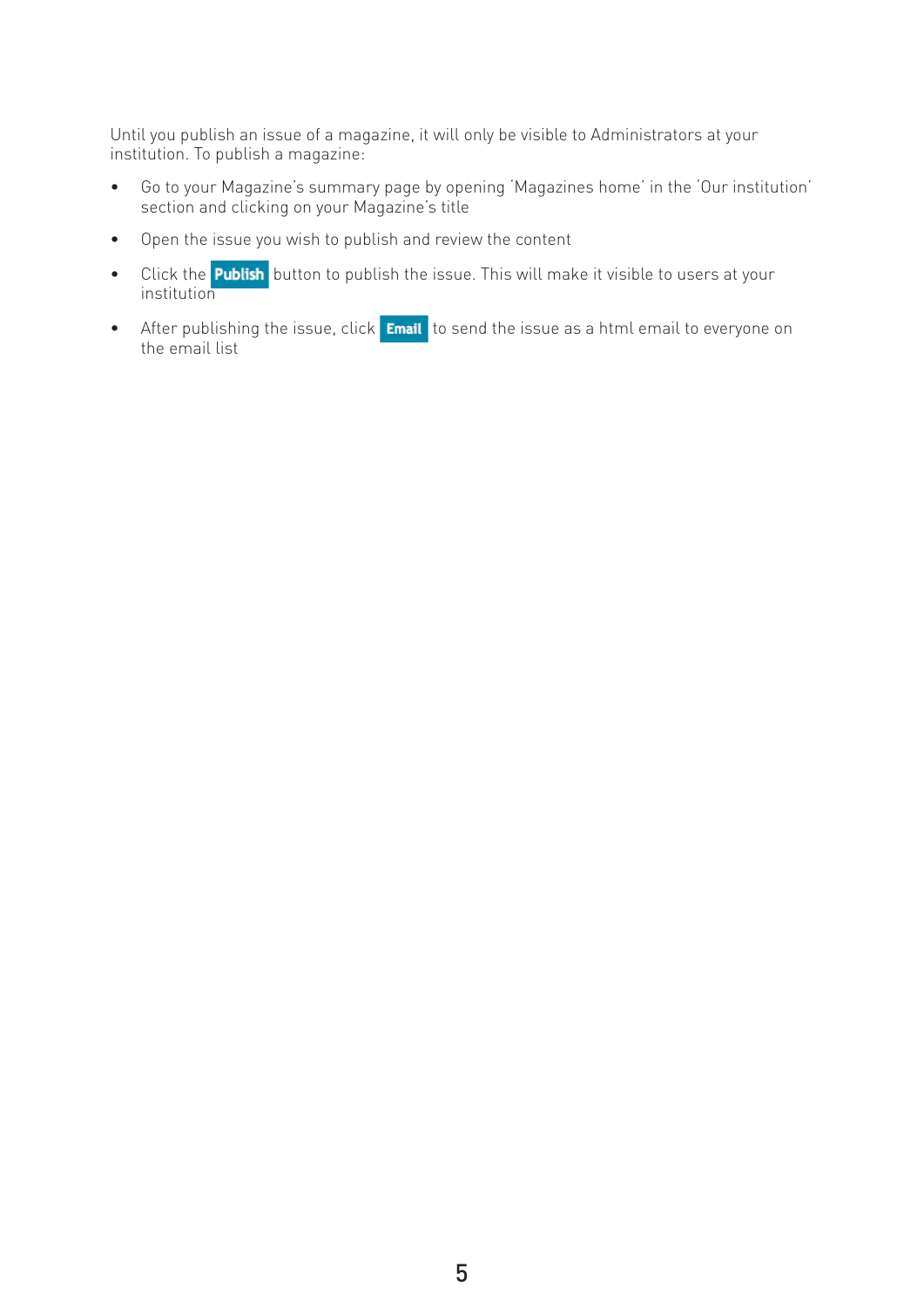Until you publish an issue of a magazine, it will only be visible to Administrators at your institution. To publish a magazine:

- Go to your Magazine's summary page by opening 'Magazines home' in the 'Our institution' section and clicking on your Magazine's title
- Open the issue you wish to publish and review the content
- Click the **Publish** button to publish the issue. This will make it visible to users at your institution
- After publishing the issue, click **Email** to send the issue as a html email to everyone on the email list